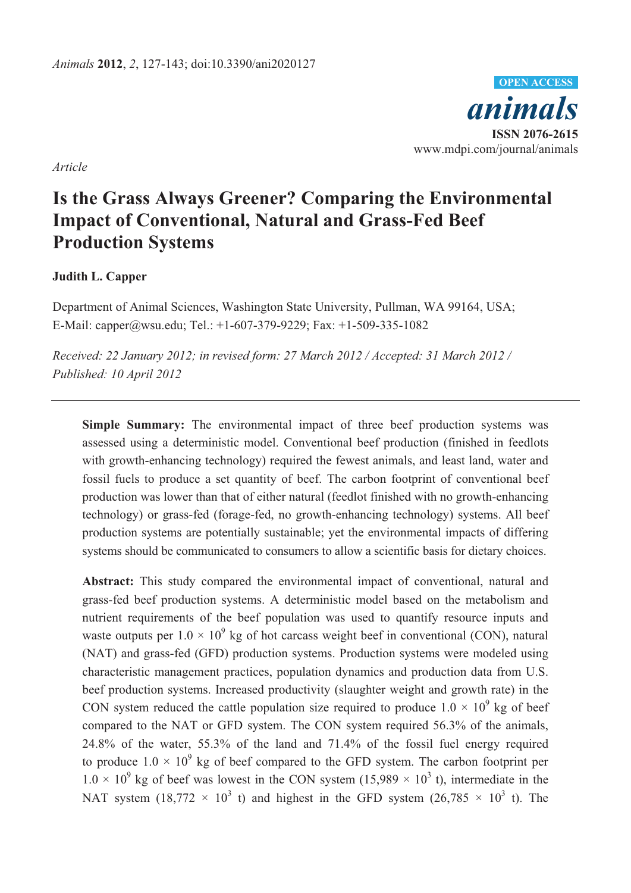*Article*

# Is the Grass Always Greener? Comparing the Environmental Impact of Conventional, Natural and Grass-Fed Beef Production Systems

**Judith L. Capper**

Department of Animal Sciences, Washington State University, Pullman, WA 99164, USA; E-Mail: capper@wsu.edu; Tel.: +1-607-379-9229; Fax: +1-509-335-1082

*Received: 22 January 2012; in revised form: 27 March 2012 / Accepted: 31 March 2012 / Published: 10 April 2012*

---

**Simple Summary:** The environmental impact of three beef production systems was assessed using a deterministic model. Conventional beef production (finished in feedlots with growth-enhancing technology) required the fewest animals, and least land, water and fossil fuels to produce a set quantity of beef. The carbon footprint of conventional beef production was lower than that of either natural (feedlot finished with no growth-enhancing technology) or grass-fed (forage-fed, no growth-enhancing technology) systems. All beef production systems are potentially sustainable; yet the environmental impacts of differing systems should be communicated to consumers to allow a scientific basis for dietary choices.

**Abstract:** This study compared the environmental impact of conventional, natural and grass-fed beef production systems. A deterministic model based on the metabolism and nutrient requirements of the beef population was used to quantify resource inputs and waste outputs per $1.0 \times 10^9$ kg of hot carcass weight beef in conventional (CON), natural (NAT) and grass-fed (GFD) production systems. Production systems were modeled using characteristic management practices, population dynamics and production data from U.S. beef production systems. Increased productivity (slaughter weight and growth rate) in the CON system reduced the cattle population size required to produce $1.0 \times 10^9$ kg of beef compared to the NAT or GFD system. The CON system required 56.3% of the animals, 24.8% of the water, 55.3% of the land and 71.4% of the fossil fuel energy required to produce $1.0 \times 10^9$ kg of beef compared to the GFD system. The carbon footprint per $1.0 \times 10^9$ kg of beef was lowest in the CON system ($15{,}989 \times 10^3$ t), intermediate in the NAT system ($18{,}772 \times 10^3$ t) and highest in the GFD system ($26{,}785 \times 10^3$ t). The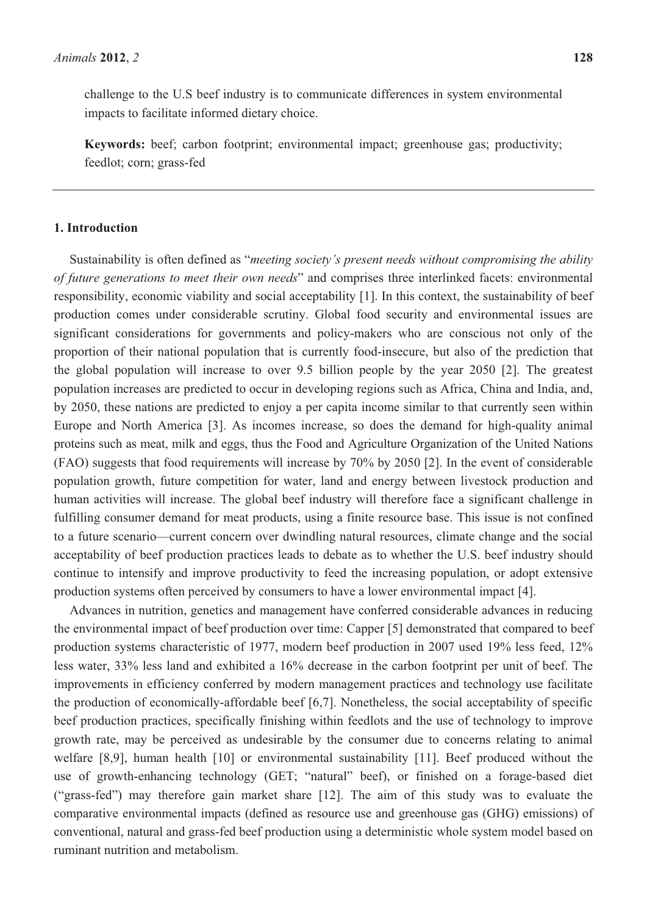challenge to the U.S beef industry is to communicate differences in system environmental impacts to facilitate informed dietary choice.

**Keywords:** beef; carbon footprint; environmental impact; greenhouse gas; productivity; feedlot; corn; grass-fed

## 1. Introduction

Sustainability is often defined as "*meeting society's present needs without compromising the ability of future generations to meet their own needs*" and comprises three interlinked facets: environmental responsibility, economic viability and social acceptability [1]. In this context, the sustainability of beef production comes under considerable scrutiny. Global food security and environmental issues are significant considerations for governments and policy-makers who are conscious not only of the proportion of their national population that is currently food-insecure, but also of the prediction that the global population will increase to over 9.5 billion people by the year 2050 [2]. The greatest population increases are predicted to occur in developing regions such as Africa, China and India, and, by 2050, these nations are predicted to enjoy a per capita income similar to that currently seen within Europe and North America [3]. As incomes increase, so does the demand for high-quality animal proteins such as meat, milk and eggs, thus the Food and Agriculture Organization of the United Nations (FAO) suggests that food requirements will increase by 70% by 2050 [2]. In the event of considerable population growth, future competition for water, land and energy between livestock production and human activities will increase. The global beef industry will therefore face a significant challenge in fulfilling consumer demand for meat products, using a finite resource base. This issue is not confined to a future scenario—current concern over dwindling natural resources, climate change and the social acceptability of beef production practices leads to debate as to whether the U.S. beef industry should continue to intensify and improve productivity to feed the increasing population, or adopt extensive production systems often perceived by consumers to have a lower environmental impact [4].

Advances in nutrition, genetics and management have conferred considerable advances in reducing the environmental impact of beef production over time: Capper [5] demonstrated that compared to beef production systems characteristic of 1977, modern beef production in 2007 used 19% less feed, 12% less water, 33% less land and exhibited a 16% decrease in the carbon footprint per unit of beef. The improvements in efficiency conferred by modern management practices and technology use facilitate the production of economically-affordable beef [6,7]. Nonetheless, the social acceptability of specific beef production practices, specifically finishing within feedlots and the use of technology to improve growth rate, may be perceived as undesirable by the consumer due to concerns relating to animal welfare [8,9], human health [10] or environmental sustainability [11]. Beef produced without the use of growth-enhancing technology (GET; "natural" beef), or finished on a forage-based diet ("grass-fed") may therefore gain market share [12]. The aim of this study was to evaluate the comparative environmental impacts (defined as resource use and greenhouse gas (GHG) emissions) of conventional, natural and grass-fed beef production using a deterministic whole system model based on ruminant nutrition and metabolism.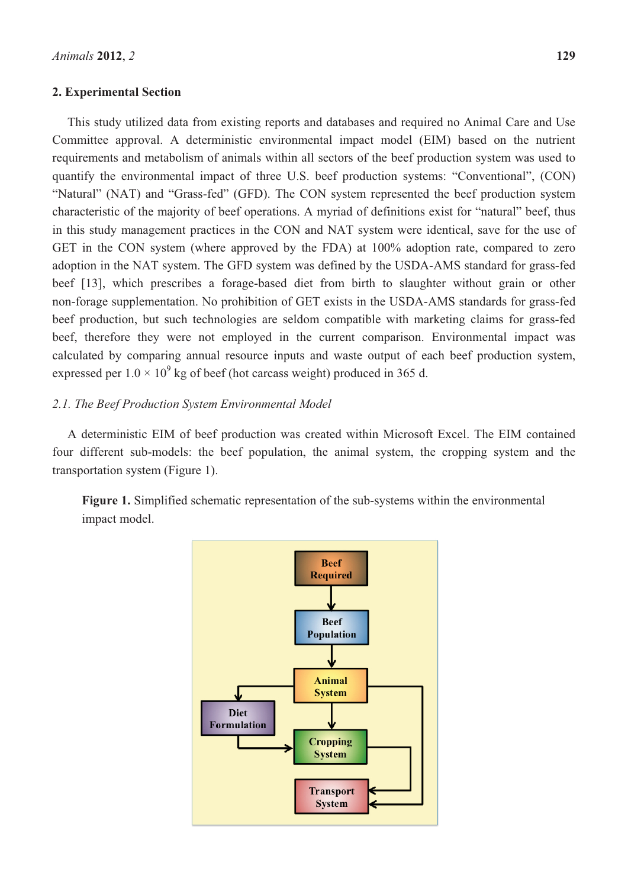## 2. Experimental Section

This study utilized data from existing reports and databases and required no Animal Care and Use Committee approval. A deterministic environmental impact model (EIM) based on the nutrient requirements and metabolism of animals within all sectors of the beef production system was used to quantify the environmental impact of three U.S. beef production systems: "Conventional", (CON) "Natural" (NAT) and "Grass-fed" (GFD). The CON system represented the beef production system characteristic of the majority of beef operations. A myriad of definitions exist for "natural" beef, thus in this study management practices in the CON and NAT system were identical, save for the use of GET in the CON system (where approved by the FDA) at 100% adoption rate, compared to zero adoption in the NAT system. The GFD system was defined by the USDA-AMS standard for grass-fed beef [13], which prescribes a forage-based diet from birth to slaughter without grain or other non-forage supplementation. No prohibition of GET exists in the USDA-AMS standards for grass-fed beef production, but such technologies are seldom compatible with marketing claims for grass-fed beef, therefore they were not employed in the current comparison. Environmental impact was calculated by comparing annual resource inputs and waste output of each beef production system, expressed per $1.0 \times 10^9$ kg of beef (hot carcass weight) produced in 365 d.

### *2.1. The Beef Production System Environmental Model*

A deterministic EIM of beef production was created within Microsoft Excel. The EIM contained four different sub-models: the beef population, the animal system, the cropping system and the transportation system (Figure 1).

**Figure 1.** Simplified schematic representation of the sub-systems within the environmental impact model.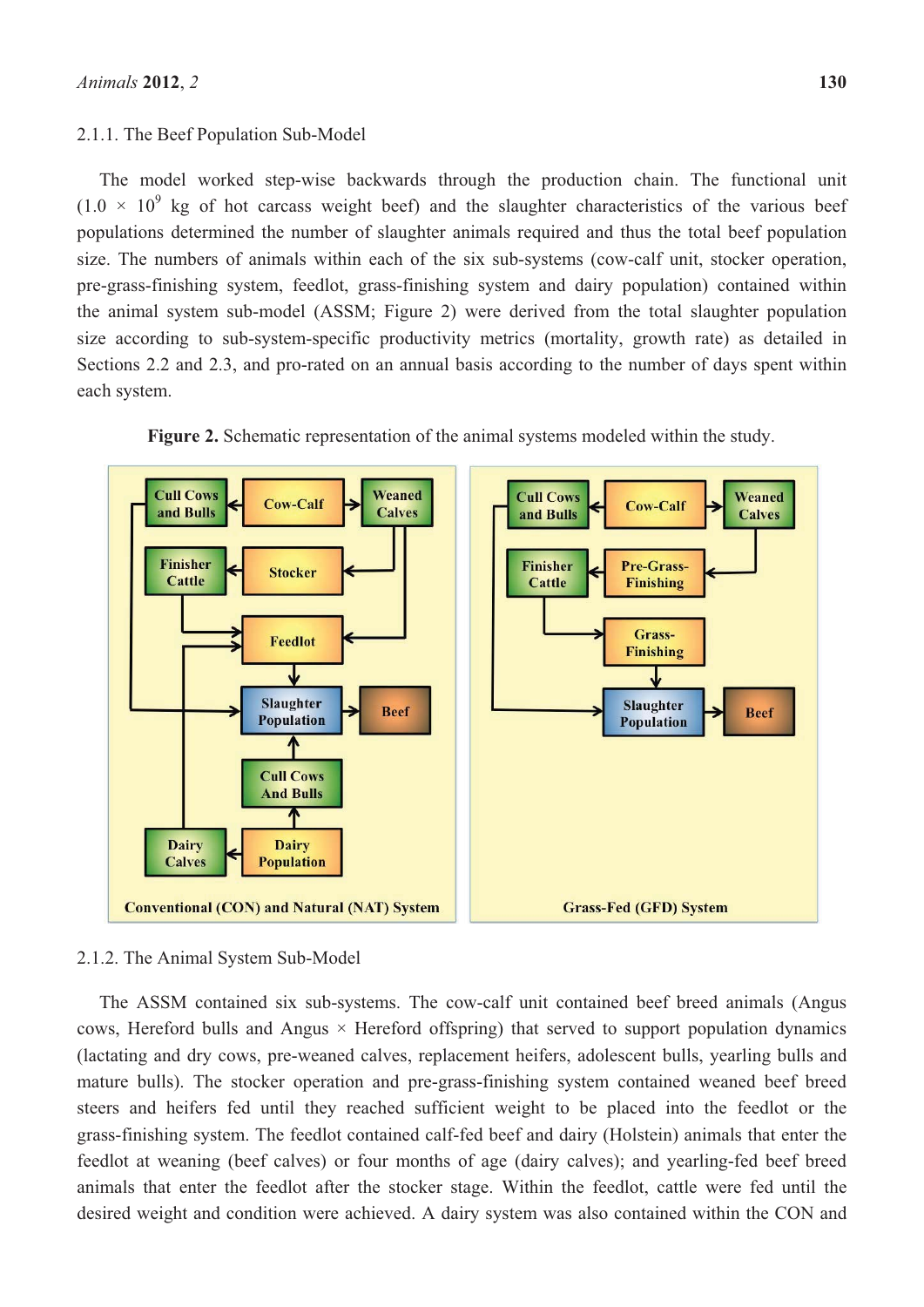#### 2.1.1. The Beef Population Sub-Model

The model worked step-wise backwards through the production chain. The functional unit ($1.0 \times 10^9$ kg of hot carcass weight beef) and the slaughter characteristics of the various beef populations determined the number of slaughter animals required and thus the total beef population size. The numbers of animals within each of the six sub-systems (cow-calf unit, stocker operation, pre-grass-finishing system, feedlot, grass-finishing system and dairy population) contained within the animal system sub-model (ASSM; Figure 2) were derived from the total slaughter population size according to sub-system-specific productivity metrics (mortality, growth rate) as detailed in Sections 2.2 and 2.3, and pro-rated on an annual basis according to the number of days spent within each system.

**Figure 2.** Schematic representation of the animal systems modeled within the study.

#### 2.1.2. The Animal System Sub-Model

The ASSM contained six sub-systems. The cow-calf unit contained beef breed animals (Angus cows, Hereford bulls and Angus × Hereford offspring) that served to support population dynamics (lactating and dry cows, pre-weaned calves, replacement heifers, adolescent bulls, yearling bulls and mature bulls). The stocker operation and pre-grass-finishing system contained weaned beef breed steers and heifers fed until they reached sufficient weight to be placed into the feedlot or the grass-finishing system. The feedlot contained calf-fed beef and dairy (Holstein) animals that enter the feedlot at weaning (beef calves) or four months of age (dairy calves); and yearling-fed beef breed animals that enter the feedlot after the stocker stage. Within the feedlot, cattle were fed until the desired weight and condition were achieved. A dairy system was also contained within the CON and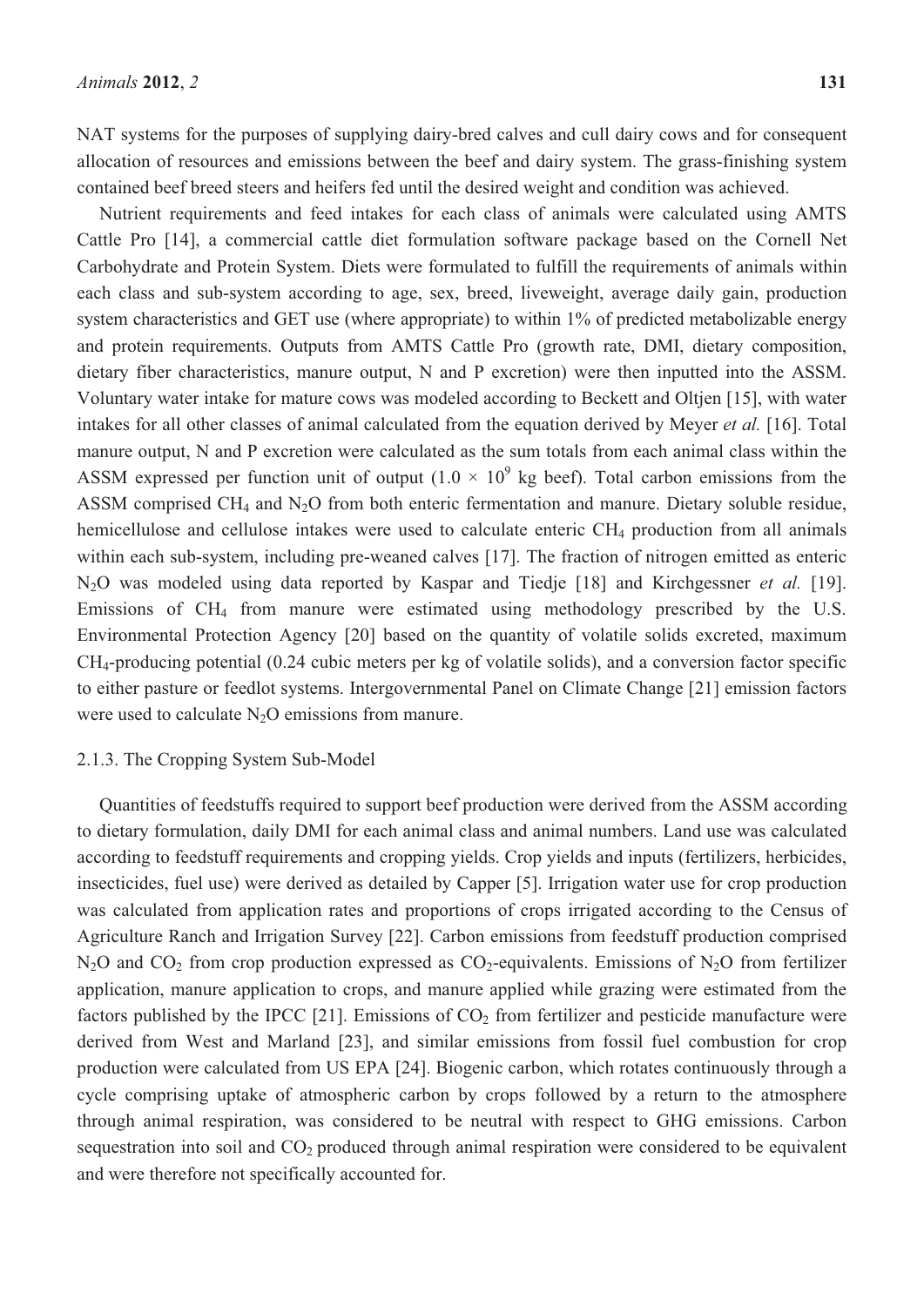NAT systems for the purposes of supplying dairy-bred calves and cull dairy cows and for consequent allocation of resources and emissions between the beef and dairy system. The grass-finishing system contained beef breed steers and heifers fed until the desired weight and condition was achieved.

Nutrient requirements and feed intakes for each class of animals were calculated using AMTS Cattle Pro [14], a commercial cattle diet formulation software package based on the Cornell Net Carbohydrate and Protein System. Diets were formulated to fulfill the requirements of animals within each class and sub-system according to age, sex, breed, liveweight, average daily gain, production system characteristics and GET use (where appropriate) to within 1% of predicted metabolizable energy and protein requirements. Outputs from AMTS Cattle Pro (growth rate, DMI, dietary composition, dietary fiber characteristics, manure output, N and P excretion) were then inputted into the ASSM. Voluntary water intake for mature cows was modeled according to Beckett and Oltjen [15], with water intakes for all other classes of animal calculated from the equation derived by Meyer *et al.* [16]. Total manure output, N and P excretion were calculated as the sum totals from each animal class within the ASSM expressed per function unit of output ($1.0 \times 10^9$ kg beef). Total carbon emissions from the ASSM comprised $CH_4$ and $N_2O$ from both enteric fermentation and manure. Dietary soluble residue, hemicellulose and cellulose intakes were used to calculate enteric $CH_4$ production from all animals within each sub-system, including pre-weaned calves [17]. The fraction of nitrogen emitted as enteric $N_2O$ was modeled using data reported by Kaspar and Tiedje [18] and Kirchgessner *et al.* [19]. Emissions of $CH_4$ from manure were estimated using methodology prescribed by the U.S. Environmental Protection Agency [20] based on the quantity of volatile solids excreted, maximum $CH_4$-producing potential (0.24 cubic meters per kg of volatile solids), and a conversion factor specific to either pasture or feedlot systems. Intergovernmental Panel on Climate Change [21] emission factors were used to calculate $N_2O$ emissions from manure.

### 2.1.3. The Cropping System Sub-Model

Quantities of feedstuffs required to support beef production were derived from the ASSM according to dietary formulation, daily DMI for each animal class and animal numbers. Land use was calculated according to feedstuff requirements and cropping yields. Crop yields and inputs (fertilizers, herbicides, insecticides, fuel use) were derived as detailed by Capper [5]. Irrigation water use for crop production was calculated from application rates and proportions of crops irrigated according to the Census of Agriculture Ranch and Irrigation Survey [22]. Carbon emissions from feedstuff production comprised $N_2O$ and $CO_2$ from crop production expressed as $CO_2$-equivalents. Emissions of $N_2O$ from fertilizer application, manure application to crops, and manure applied while grazing were estimated from the factors published by the IPCC [21]. Emissions of $CO_2$ from fertilizer and pesticide manufacture were derived from West and Marland [23], and similar emissions from fossil fuel combustion for crop production were calculated from US EPA [24]. Biogenic carbon, which rotates continuously through a cycle comprising uptake of atmospheric carbon by crops followed by a return to the atmosphere through animal respiration, was considered to be neutral with respect to GHG emissions. Carbon sequestration into soil and $CO_2$ produced through animal respiration were considered to be equivalent and were therefore not specifically accounted for.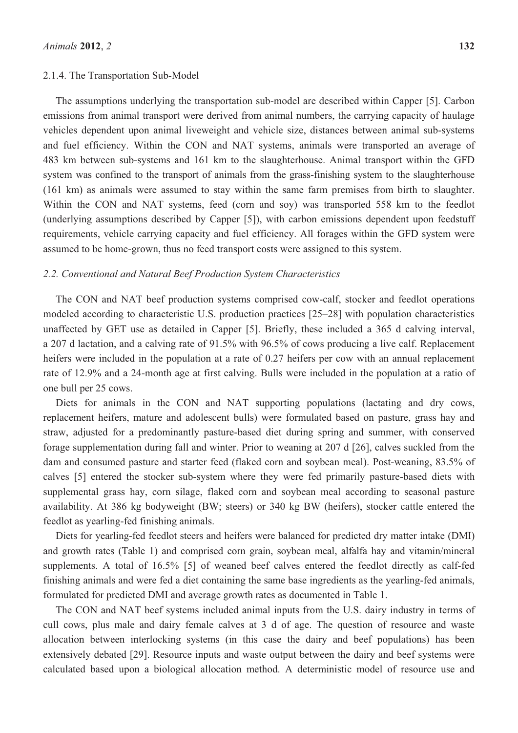#### 2.1.4. The Transportation Sub-Model

The assumptions underlying the transportation sub-model are described within Capper [5]. Carbon emissions from animal transport were derived from animal numbers, the carrying capacity of haulage vehicles dependent upon animal liveweight and vehicle size, distances between animal sub-systems and fuel efficiency. Within the CON and NAT systems, animals were transported an average of 483 km between sub-systems and 161 km to the slaughterhouse. Animal transport within the GFD system was confined to the transport of animals from the grass-finishing system to the slaughterhouse (161 km) as animals were assumed to stay within the same farm premises from birth to slaughter. Within the CON and NAT systems, feed (corn and soy) was transported 558 km to the feedlot (underlying assumptions described by Capper [5]), with carbon emissions dependent upon feedstuff requirements, vehicle carrying capacity and fuel efficiency. All forages within the GFD system were assumed to be home-grown, thus no feed transport costs were assigned to this system.

### *2.2. Conventional and Natural Beef Production System Characteristics*

The CON and NAT beef production systems comprised cow-calf, stocker and feedlot operations modeled according to characteristic U.S. production practices [25–28] with population characteristics unaffected by GET use as detailed in Capper [5]. Briefly, these included a 365 d calving interval, a 207 d lactation, and a calving rate of 91.5% with 96.5% of cows producing a live calf. Replacement heifers were included in the population at a rate of 0.27 heifers per cow with an annual replacement rate of 12.9% and a 24-month age at first calving. Bulls were included in the population at a ratio of one bull per 25 cows.

Diets for animals in the CON and NAT supporting populations (lactating and dry cows, replacement heifers, mature and adolescent bulls) were formulated based on pasture, grass hay and straw, adjusted for a predominantly pasture-based diet during spring and summer, with conserved forage supplementation during fall and winter. Prior to weaning at 207 d [26], calves suckled from the dam and consumed pasture and starter feed (flaked corn and soybean meal). Post-weaning, 83.5% of calves [5] entered the stocker sub-system where they were fed primarily pasture-based diets with supplemental grass hay, corn silage, flaked corn and soybean meal according to seasonal pasture availability. At 386 kg bodyweight (BW; steers) or 340 kg BW (heifers), stocker cattle entered the feedlot as yearling-fed finishing animals.

Diets for yearling-fed feedlot steers and heifers were balanced for predicted dry matter intake (DMI) and growth rates (Table 1) and comprised corn grain, soybean meal, alfalfa hay and vitamin/mineral supplements. A total of 16.5% [5] of weaned beef calves entered the feedlot directly as calf-fed finishing animals and were fed a diet containing the same base ingredients as the yearling-fed animals, formulated for predicted DMI and average growth rates as documented in Table 1.

The CON and NAT beef systems included animal inputs from the U.S. dairy industry in terms of cull cows, plus male and dairy female calves at 3 d of age. The question of resource and waste allocation between interlocking systems (in this case the dairy and beef populations) has been extensively debated [29]. Resource inputs and waste output between the dairy and beef systems were calculated based upon a biological allocation method. A deterministic model of resource use and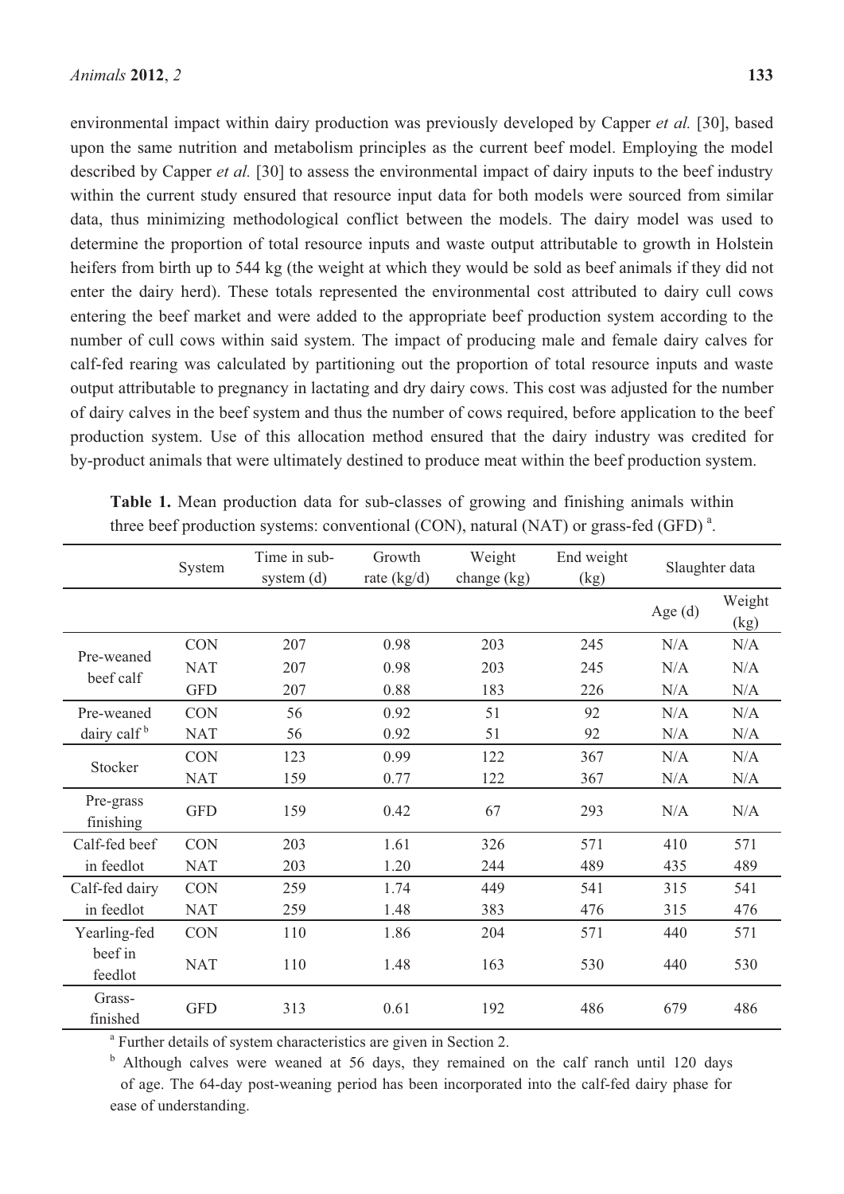environmental impact within dairy production was previously developed by Capper *et al.* [30], based upon the same nutrition and metabolism principles as the current beef model. Employing the model described by Capper *et al.* [30] to assess the environmental impact of dairy inputs to the beef industry within the current study ensured that resource input data for both models were sourced from similar data, thus minimizing methodological conflict between the models. The dairy model was used to determine the proportion of total resource inputs and waste output attributable to growth in Holstein heifers from birth up to 544 kg (the weight at which they would be sold as beef animals if they did not enter the dairy herd). These totals represented the environmental cost attributed to dairy cull cows entering the beef market and were added to the appropriate beef production system according to the number of cull cows within said system. The impact of producing male and female dairy calves for calf-fed rearing was calculated by partitioning out the proportion of total resource inputs and waste output attributable to pregnancy in lactating and dry dairy cows. This cost was adjusted for the number of dairy calves in the beef system and thus the number of cows required, before application to the beef production system. Use of this allocation method ensured that the dairy industry was credited for by-product animals that were ultimately destined to produce meat within the beef production system.

**Table 1.** Mean production data for sub-classes of growing and finishing animals within three beef production systems: conventional (CON), natural (NAT) or grass-fed (GFD) [a].

| | System | Time in sub-system (d) | Growth rate (kg/d) | Weight change (kg) | End weight (kg) | Slaughter data | |
|---|---|---|---|---|---|---|---|
| | | | | | | Age (d) | Weight (kg) |
| Pre-weaned beef calf | CON | 207 | 0.98 | 203 | 245 | N/A | N/A |
| | NAT | 207 | 0.98 | 203 | 245 | N/A | N/A |
| | GFD | 207 | 0.88 | 183 | 226 | N/A | N/A |
| Pre-weaned dairy calf [b] | CON | 56 | 0.92 | 51 | 92 | N/A | N/A |
| | NAT | 56 | 0.92 | 51 | 92 | N/A | N/A |
| Stocker | CON | 123 | 0.99 | 122 | 367 | N/A | N/A |
| | NAT | 159 | 0.77 | 122 | 367 | N/A | N/A |
| Pre-grass finishing | GFD | 159 | 0.42 | 67 | 293 | N/A | N/A |
| Calf-fed beef in feedlot | CON | 203 | 1.61 | 326 | 571 | 410 | 571 |
| | NAT | 203 | 1.20 | 244 | 489 | 435 | 489 |
| Calf-fed dairy in feedlot | CON | 259 | 1.74 | 449 | 541 | 315 | 541 |
| | NAT | 259 | 1.48 | 383 | 476 | 315 | 476 |
| Yearling-fed beef in feedlot | CON | 110 | 1.86 | 204 | 571 | 440 | 571 |
| | NAT | 110 | 1.48 | 163 | 530 | 440 | 530 |
| Grass-finished | GFD | 313 | 0.61 | 192 | 486 | 679 | 486 |

[a] Further details of system characteristics are given in Section 2.

[b] Although calves were weaned at 56 days, they remained on the calf ranch until 120 days of age. The 64-day post-weaning period has been incorporated into the calf-fed dairy phase for ease of understanding.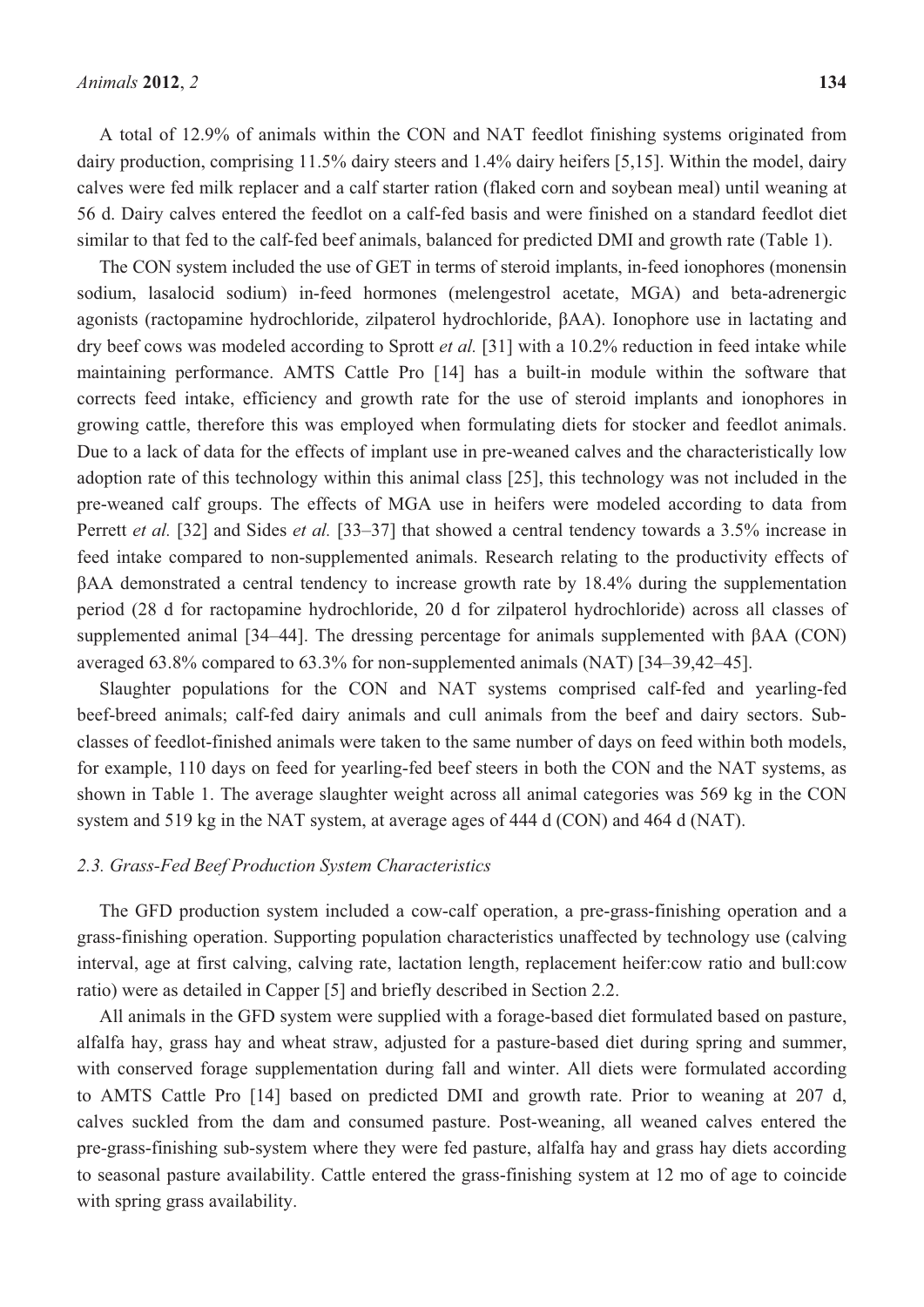A total of 12.9% of animals within the CON and NAT feedlot finishing systems originated from dairy production, comprising 11.5% dairy steers and 1.4% dairy heifers [5,15]. Within the model, dairy calves were fed milk replacer and a calf starter ration (flaked corn and soybean meal) until weaning at 56 d. Dairy calves entered the feedlot on a calf-fed basis and were finished on a standard feedlot diet similar to that fed to the calf-fed beef animals, balanced for predicted DMI and growth rate (Table 1).

The CON system included the use of GET in terms of steroid implants, in-feed ionophores (monensin sodium, lasalocid sodium) in-feed hormones (melengestrol acetate, MGA) and beta-adrenergic agonists (ractopamine hydrochloride, zilpaterol hydrochloride, βAA). Ionophore use in lactating and dry beef cows was modeled according to Sprott *et al.* [31] with a 10.2% reduction in feed intake while maintaining performance. AMTS Cattle Pro [14] has a built-in module within the software that corrects feed intake, efficiency and growth rate for the use of steroid implants and ionophores in growing cattle, therefore this was employed when formulating diets for stocker and feedlot animals. Due to a lack of data for the effects of implant use in pre-weaned calves and the characteristically low adoption rate of this technology within this animal class [25], this technology was not included in the pre-weaned calf groups. The effects of MGA use in heifers were modeled according to data from Perrett *et al.* [32] and Sides *et al.* [33–37] that showed a central tendency towards a 3.5% increase in feed intake compared to non-supplemented animals. Research relating to the productivity effects of βAA demonstrated a central tendency to increase growth rate by 18.4% during the supplementation period (28 d for ractopamine hydrochloride, 20 d for zilpaterol hydrochloride) across all classes of supplemented animal [34–44]. The dressing percentage for animals supplemented with βAA (CON) averaged 63.8% compared to 63.3% for non-supplemented animals (NAT) [34–39,42–45].

Slaughter populations for the CON and NAT systems comprised calf-fed and yearling-fed beef-breed animals; calf-fed dairy animals and cull animals from the beef and dairy sectors. Sub-classes of feedlot-finished animals were taken to the same number of days on feed within both models, for example, 110 days on feed for yearling-fed beef steers in both the CON and the NAT systems, as shown in Table 1. The average slaughter weight across all animal categories was 569 kg in the CON system and 519 kg in the NAT system, at average ages of 444 d (CON) and 464 d (NAT).

### 2.3. Grass-Fed Beef Production System Characteristics

The GFD production system included a cow-calf operation, a pre-grass-finishing operation and a grass-finishing operation. Supporting population characteristics unaffected by technology use (calving interval, age at first calving, calving rate, lactation length, replacement heifer:cow ratio and bull:cow ratio) were as detailed in Capper [5] and briefly described in Section 2.2.

All animals in the GFD system were supplied with a forage-based diet formulated based on pasture, alfalfa hay, grass hay and wheat straw, adjusted for a pasture-based diet during spring and summer, with conserved forage supplementation during fall and winter. All diets were formulated according to AMTS Cattle Pro [14] based on predicted DMI and growth rate. Prior to weaning at 207 d, calves suckled from the dam and consumed pasture. Post-weaning, all weaned calves entered the pre-grass-finishing sub-system where they were fed pasture, alfalfa hay and grass hay diets according to seasonal pasture availability. Cattle entered the grass-finishing system at 12 mo of age to coincide with spring grass availability.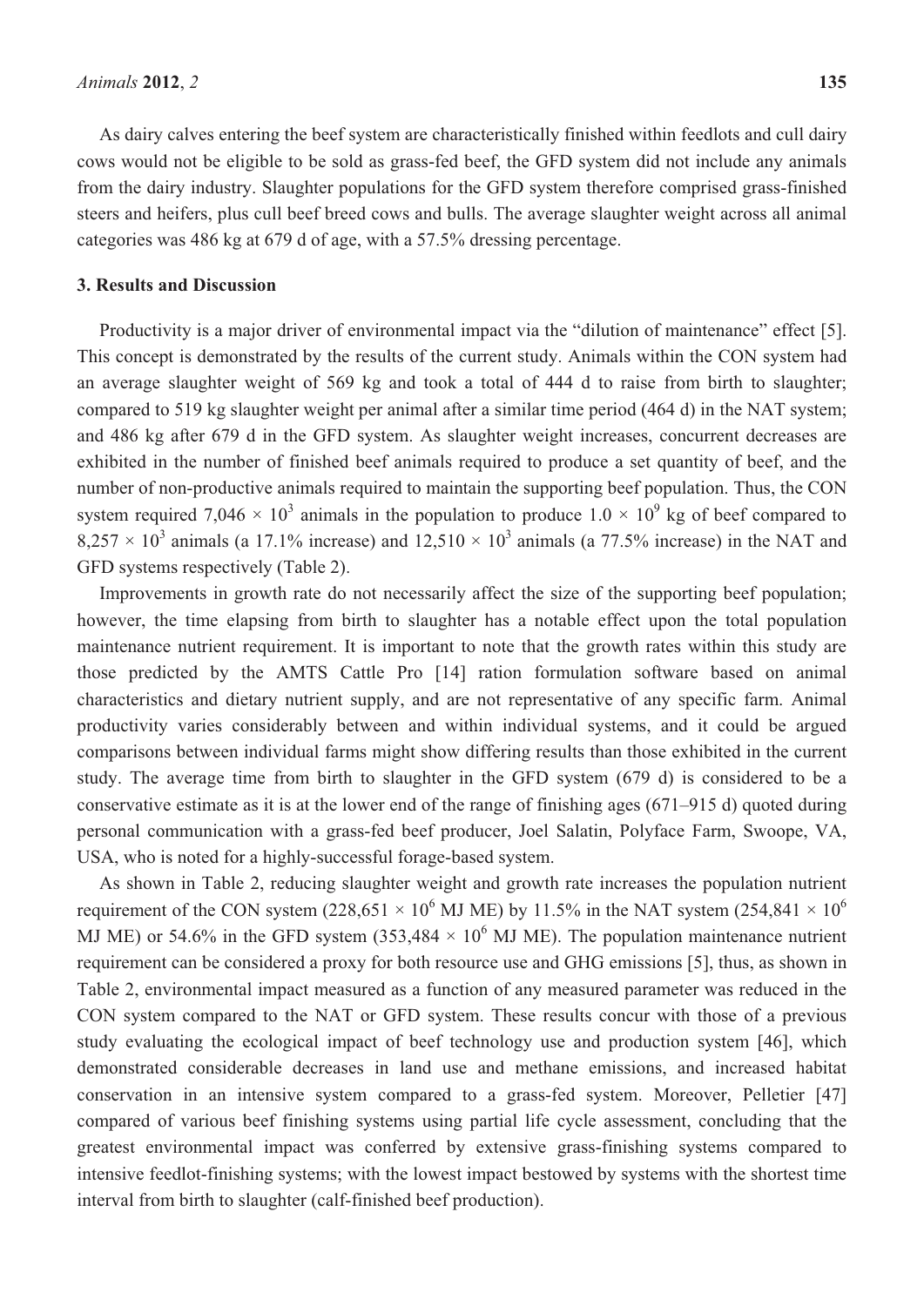As dairy calves entering the beef system are characteristically finished within feedlots and cull dairy cows would not be eligible to be sold as grass-fed beef, the GFD system did not include any animals from the dairy industry. Slaughter populations for the GFD system therefore comprised grass-finished steers and heifers, plus cull beef breed cows and bulls. The average slaughter weight across all animal categories was 486 kg at 679 d of age, with a 57.5% dressing percentage.

## 3. Results and Discussion

Productivity is a major driver of environmental impact via the "dilution of maintenance" effect [5]. This concept is demonstrated by the results of the current study. Animals within the CON system had an average slaughter weight of 569 kg and took a total of 444 d to raise from birth to slaughter; compared to 519 kg slaughter weight per animal after a similar time period (464 d) in the NAT system; and 486 kg after 679 d in the GFD system. As slaughter weight increases, concurrent decreases are exhibited in the number of finished beef animals required to produce a set quantity of beef, and the number of non-productive animals required to maintain the supporting beef population. Thus, the CON system required $7{,}046 \times 10^3$ animals in the population to produce $1.0 \times 10^9$ kg of beef compared to $8{,}257 \times 10^3$ animals (a 17.1% increase) and $12{,}510 \times 10^3$ animals (a 77.5% increase) in the NAT and GFD systems respectively (Table 2).

Improvements in growth rate do not necessarily affect the size of the supporting beef population; however, the time elapsing from birth to slaughter has a notable effect upon the total population maintenance nutrient requirement. It is important to note that the growth rates within this study are those predicted by the AMTS Cattle Pro [14] ration formulation software based on animal characteristics and dietary nutrient supply, and are not representative of any specific farm. Animal productivity varies considerably between and within individual systems, and it could be argued comparisons between individual farms might show differing results than those exhibited in the current study. The average time from birth to slaughter in the GFD system (679 d) is considered to be a conservative estimate as it is at the lower end of the range of finishing ages (671–915 d) quoted during personal communication with a grass-fed beef producer, Joel Salatin, Polyface Farm, Swoope, VA, USA, who is noted for a highly-successful forage-based system.

As shown in Table 2, reducing slaughter weight and growth rate increases the population nutrient requirement of the CON system ($228{,}651 \times 10^6$ MJ ME) by 11.5% in the NAT system ($254{,}841 \times 10^6$ MJ ME) or 54.6% in the GFD system ($353{,}484 \times 10^6$ MJ ME). The population maintenance nutrient requirement can be considered a proxy for both resource use and GHG emissions [5], thus, as shown in Table 2, environmental impact measured as a function of any measured parameter was reduced in the CON system compared to the NAT or GFD system. These results concur with those of a previous study evaluating the ecological impact of beef technology use and production system [46], which demonstrated considerable decreases in land use and methane emissions, and increased habitat conservation in an intensive system compared to a grass-fed system. Moreover, Pelletier [47] compared of various beef finishing systems using partial life cycle assessment, concluding that the greatest environmental impact was conferred by extensive grass-finishing systems compared to intensive feedlot-finishing systems; with the lowest impact bestowed by systems with the shortest time interval from birth to slaughter (calf-finished beef production).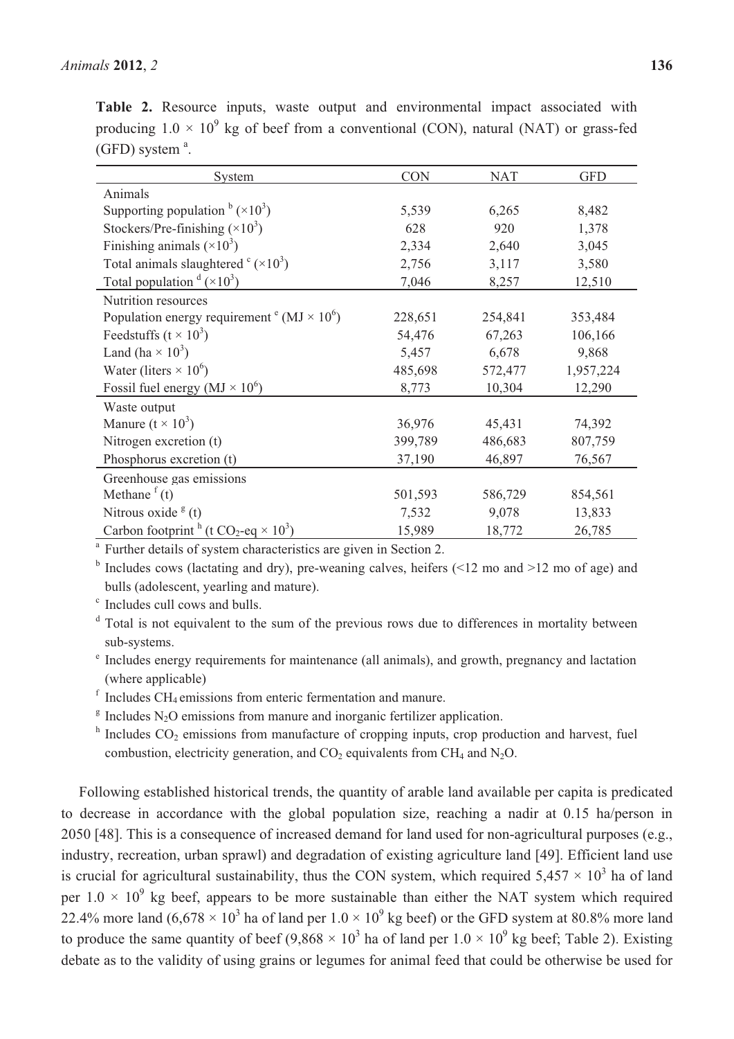**Table 2.** Resource inputs, waste output and environmental impact associated with producing $1.0 \times 10^9$ kg of beef from a conventional (CON), natural (NAT) or grass-fed (GFD) system [a].

| System | CON | NAT | GFD |
|---|---|---|---|
| Animals | | | |
| Supporting population [b] ($\times 10^3$) | 5,539 | 6,265 | 8,482 |
| Stockers/Pre-finishing ($\times 10^3$) | 628 | 920 | 1,378 |
| Finishing animals ($\times 10^3$) | 2,334 | 2,640 | 3,045 |
| Total animals slaughtered [c] ($\times 10^3$) | 2,756 | 3,117 | 3,580 |
| Total population [d] ($\times 10^3$) | 7,046 | 8,257 | 12,510 |
| Nutrition resources | | | |
| Population energy requirement [e] (MJ $\times 10^6$) | 228,651 | 254,841 | 353,484 |
| Feedstuffs (t $\times 10^3$) | 54,476 | 67,263 | 106,166 |
| Land (ha $\times 10^3$) | 5,457 | 6,678 | 9,868 |
| Water (liters $\times 10^6$) | 485,698 | 572,477 | 1,957,224 |
| Fossil fuel energy (MJ $\times 10^6$) | 8,773 | 10,304 | 12,290 |
| Waste output | | | |
| Manure (t $\times 10^3$) | 36,976 | 45,431 | 74,392 |
| Nitrogen excretion (t) | 399,789 | 486,683 | 807,759 |
| Phosphorus excretion (t) | 37,190 | 46,897 | 76,567 |
| Greenhouse gas emissions | | | |
| Methane [f] (t) | 501,593 | 586,729 | 854,561 |
| Nitrous oxide [g] (t) | 7,532 | 9,078 | 13,833 |
| Carbon footprint [h] (t $CO_2$-eq $\times 10^3$) | 15,989 | 18,772 | 26,785 |

[a] Further details of system characteristics are given in Section 2.

[b] Includes cows (lactating and dry), pre-weaning calves, heifers (<12 mo and >12 mo of age) and bulls (adolescent, yearling and mature).

[c] Includes cull cows and bulls.

[d] Total is not equivalent to the sum of the previous rows due to differences in mortality between sub-systems.

[e] Includes energy requirements for maintenance (all animals), and growth, pregnancy and lactation (where applicable)

[f] Includes $CH_4$ emissions from enteric fermentation and manure.

[g] Includes $N_2O$ emissions from manure and inorganic fertilizer application.

[h] Includes $CO_2$ emissions from manufacture of cropping inputs, crop production and harvest, fuel combustion, electricity generation, and $CO_2$ equivalents from $CH_4$ and $N_2O$.

Following established historical trends, the quantity of arable land available per capita is predicated to decrease in accordance with the global population size, reaching a nadir at 0.15 ha/person in 2050 [48]. This is a consequence of increased demand for land used for non-agricultural purposes (e.g., industry, recreation, urban sprawl) and degradation of existing agriculture land [49]. Efficient land use is crucial for agricultural sustainability, thus the CON system, which required $5,457 \times 10^3$ ha of land per $1.0 \times 10^9$ kg beef, appears to be more sustainable than either the NAT system which required 22.4% more land ($6,678 \times 10^3$ ha of land per $1.0 \times 10^9$ kg beef) or the GFD system at 80.8% more land to produce the same quantity of beef ($9,868 \times 10^3$ ha of land per $1.0 \times 10^9$ kg beef; Table 2). Existing debate as to the validity of using grains or legumes for animal feed that could be otherwise be used for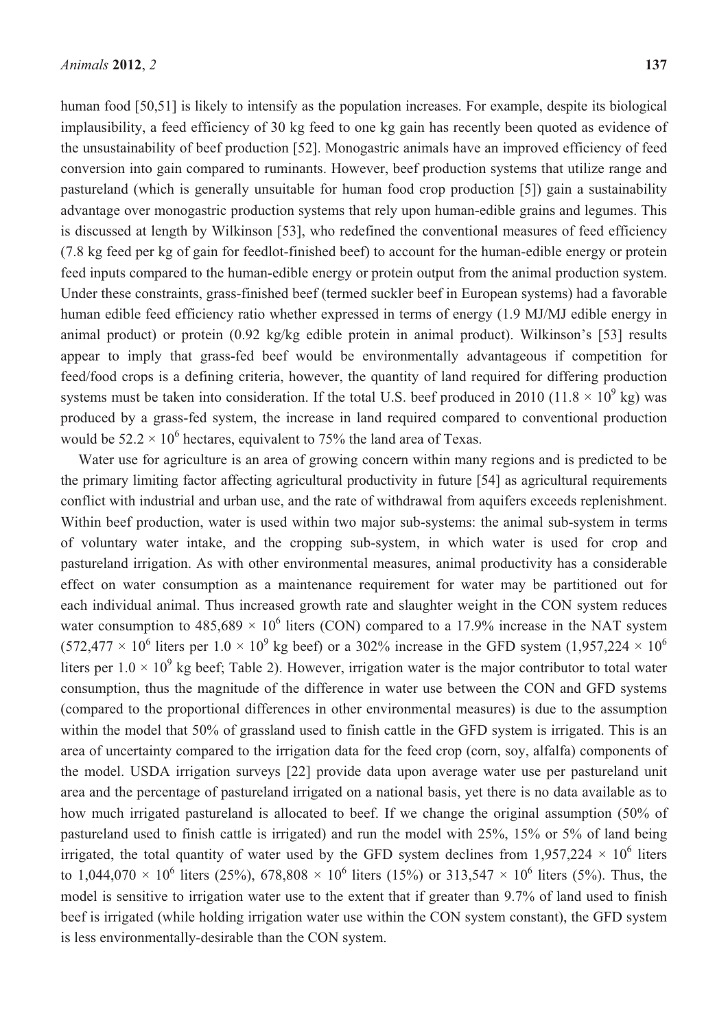human food [50,51] is likely to intensify as the population increases. For example, despite its biological implausibility, a feed efficiency of 30 kg feed to one kg gain has recently been quoted as evidence of the unsustainability of beef production [52]. Monogastric animals have an improved efficiency of feed conversion into gain compared to ruminants. However, beef production systems that utilize range and pastureland (which is generally unsuitable for human food crop production [5]) gain a sustainability advantage over monogastric production systems that rely upon human-edible grains and legumes. This is discussed at length by Wilkinson [53], who redefined the conventional measures of feed efficiency (7.8 kg feed per kg of gain for feedlot-finished beef) to account for the human-edible energy or protein feed inputs compared to the human-edible energy or protein output from the animal production system. Under these constraints, grass-finished beef (termed suckler beef in European systems) had a favorable human edible feed efficiency ratio whether expressed in terms of energy (1.9 MJ/MJ edible energy in animal product) or protein (0.92 kg/kg edible protein in animal product). Wilkinson's [53] results appear to imply that grass-fed beef would be environmentally advantageous if competition for feed/food crops is a defining criteria, however, the quantity of land required for differing production systems must be taken into consideration. If the total U.S. beef produced in 2010 ($11.8 \times 10^9$ kg) was produced by a grass-fed system, the increase in land required compared to conventional production would be $52.2 \times 10^6$ hectares, equivalent to 75% the land area of Texas.

Water use for agriculture is an area of growing concern within many regions and is predicted to be the primary limiting factor affecting agricultural productivity in future [54] as agricultural requirements conflict with industrial and urban use, and the rate of withdrawal from aquifers exceeds replenishment. Within beef production, water is used within two major sub-systems: the animal sub-system in terms of voluntary water intake, and the cropping sub-system, in which water is used for crop and pastureland irrigation. As with other environmental measures, animal productivity has a considerable effect on water consumption as a maintenance requirement for water may be partitioned out for each individual animal. Thus increased growth rate and slaughter weight in the CON system reduces water consumption to $485{,}689 \times 10^6$ liters (CON) compared to a 17.9% increase in the NAT system ($572{,}477 \times 10^6$ liters per $1.0 \times 10^9$ kg beef) or a 302% increase in the GFD system ($1{,}957{,}224 \times 10^6$ liters per $1.0 \times 10^9$ kg beef; Table 2). However, irrigation water is the major contributor to total water consumption, thus the magnitude of the difference in water use between the CON and GFD systems (compared to the proportional differences in other environmental measures) is due to the assumption within the model that 50% of grassland used to finish cattle in the GFD system is irrigated. This is an area of uncertainty compared to the irrigation data for the feed crop (corn, soy, alfalfa) components of the model. USDA irrigation surveys [22] provide data upon average water use per pastureland unit area and the percentage of pastureland irrigated on a national basis, yet there is no data available as to how much irrigated pastureland is allocated to beef. If we change the original assumption (50% of pastureland used to finish cattle is irrigated) and run the model with 25%, 15% or 5% of land being irrigated, the total quantity of water used by the GFD system declines from $1{,}957{,}224 \times 10^6$ liters to $1{,}044{,}070 \times 10^6$ liters (25%), $678{,}808 \times 10^6$ liters (15%) or $313{,}547 \times 10^6$ liters (5%). Thus, the model is sensitive to irrigation water use to the extent that if greater than 9.7% of land used to finish beef is irrigated (while holding irrigation water use within the CON system constant), the GFD system is less environmentally-desirable than the CON system.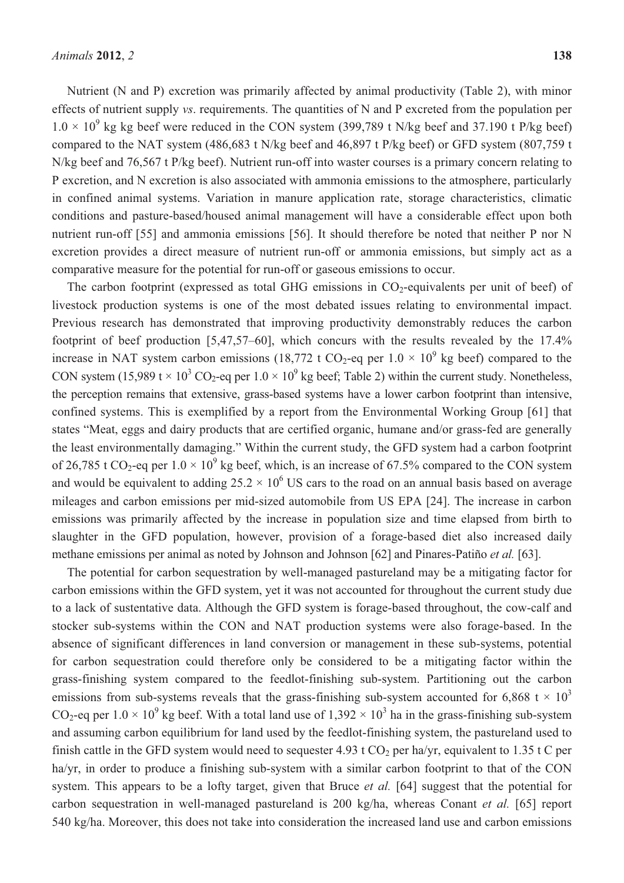Nutrient (N and P) excretion was primarily affected by animal productivity (Table 2), with minor effects of nutrient supply *vs*. requirements. The quantities of N and P excreted from the population per $1.0 \times 10^9$ kg kg beef were reduced in the CON system (399,789 t N/kg beef and 37.190 t P/kg beef) compared to the NAT system (486,683 t N/kg beef and 46,897 t P/kg beef) or GFD system (807,759 t N/kg beef and 76,567 t P/kg beef). Nutrient run-off into waster courses is a primary concern relating to P excretion, and N excretion is also associated with ammonia emissions to the atmosphere, particularly in confined animal systems. Variation in manure application rate, storage characteristics, climatic conditions and pasture-based/housed animal management will have a considerable effect upon both nutrient run-off [55] and ammonia emissions [56]. It should therefore be noted that neither P nor N excretion provides a direct measure of nutrient run-off or ammonia emissions, but simply act as a comparative measure for the potential for run-off or gaseous emissions to occur.

The carbon footprint (expressed as total GHG emissions in $CO_2$-equivalents per unit of beef) of livestock production systems is one of the most debated issues relating to environmental impact. Previous research has demonstrated that improving productivity demonstrably reduces the carbon footprint of beef production [5,47,57–60], which concurs with the results revealed by the 17.4% increase in NAT system carbon emissions (18,772 t $CO_2$-eq per $1.0 \times 10^9$ kg beef) compared to the CON system (15,989 t $\times 10^3$ $CO_2$-eq per $1.0 \times 10^9$ kg beef; Table 2) within the current study. Nonetheless, the perception remains that extensive, grass-based systems have a lower carbon footprint than intensive, confined systems. This is exemplified by a report from the Environmental Working Group [61] that states "Meat, eggs and dairy products that are certified organic, humane and/or grass-fed are generally the least environmentally damaging." Within the current study, the GFD system had a carbon footprint of 26,785 t $CO_2$-eq per $1.0 \times 10^9$ kg beef, which, is an increase of 67.5% compared to the CON system and would be equivalent to adding $25.2 \times 10^6$ US cars to the road on an annual basis based on average mileages and carbon emissions per mid-sized automobile from US EPA [24]. The increase in carbon emissions was primarily affected by the increase in population size and time elapsed from birth to slaughter in the GFD population, however, provision of a forage-based diet also increased daily methane emissions per animal as noted by Johnson and Johnson [62] and Pinares-Patiño *et al.* [63].

The potential for carbon sequestration by well-managed pastureland may be a mitigating factor for carbon emissions within the GFD system, yet it was not accounted for throughout the current study due to a lack of sustentative data. Although the GFD system is forage-based throughout, the cow-calf and stocker sub-systems within the CON and NAT production systems were also forage-based. In the absence of significant differences in land conversion or management in these sub-systems, potential for carbon sequestration could therefore only be considered to be a mitigating factor within the grass-finishing system compared to the feedlot-finishing sub-system. Partitioning out the carbon emissions from sub-systems reveals that the grass-finishing sub-system accounted for 6,868 t $\times 10^3$ $CO_2$-eq per $1.0 \times 10^9$ kg beef. With a total land use of $1{,}392 \times 10^3$ ha in the grass-finishing sub-system and assuming carbon equilibrium for land used by the feedlot-finishing system, the pastureland used to finish cattle in the GFD system would need to sequester 4.93 t $CO_2$ per ha/yr, equivalent to 1.35 t C per ha/yr, in order to produce a finishing sub-system with a similar carbon footprint to that of the CON system. This appears to be a lofty target, given that Bruce *et al.* [64] suggest that the potential for carbon sequestration in well-managed pastureland is 200 kg/ha, whereas Conant *et al.* [65] report 540 kg/ha. Moreover, this does not take into consideration the increased land use and carbon emissions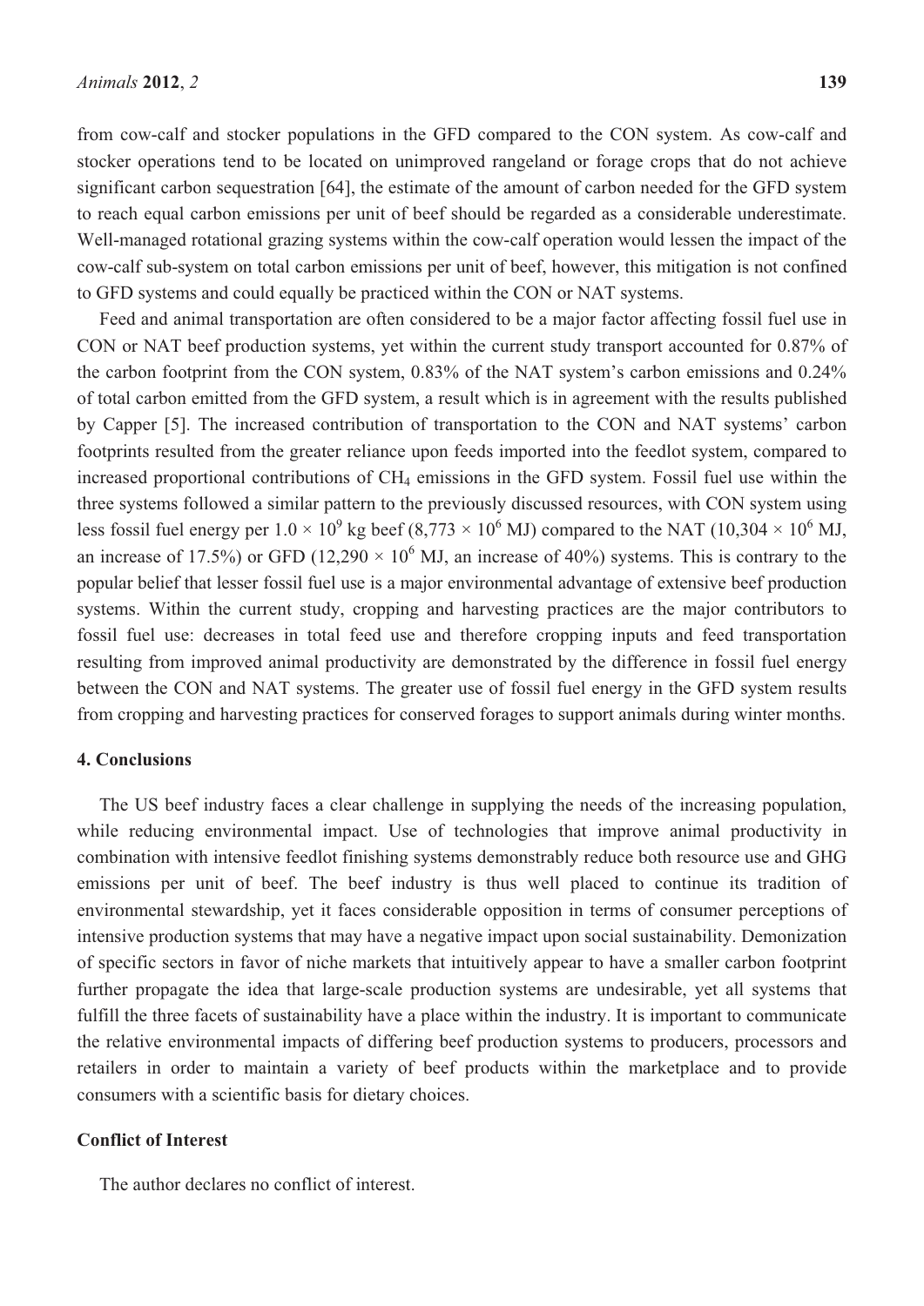from cow-calf and stocker populations in the GFD compared to the CON system. As cow-calf and stocker operations tend to be located on unimproved rangeland or forage crops that do not achieve significant carbon sequestration [64], the estimate of the amount of carbon needed for the GFD system to reach equal carbon emissions per unit of beef should be regarded as a considerable underestimate. Well-managed rotational grazing systems within the cow-calf operation would lessen the impact of the cow-calf sub-system on total carbon emissions per unit of beef, however, this mitigation is not confined to GFD systems and could equally be practiced within the CON or NAT systems.

Feed and animal transportation are often considered to be a major factor affecting fossil fuel use in CON or NAT beef production systems, yet within the current study transport accounted for 0.87% of the carbon footprint from the CON system, 0.83% of the NAT system's carbon emissions and 0.24% of total carbon emitted from the GFD system, a result which is in agreement with the results published by Capper [5]. The increased contribution of transportation to the CON and NAT systems' carbon footprints resulted from the greater reliance upon feeds imported into the feedlot system, compared to increased proportional contributions of $CH_4$ emissions in the GFD system. Fossil fuel use within the three systems followed a similar pattern to the previously discussed resources, with CON system using less fossil fuel energy per $1.0 \times 10^9$ kg beef ($8,773 \times 10^6$ MJ) compared to the NAT ($10,304 \times 10^6$ MJ, an increase of 17.5%) or GFD ($12,290 \times 10^6$ MJ, an increase of 40%) systems. This is contrary to the popular belief that lesser fossil fuel use is a major environmental advantage of extensive beef production systems. Within the current study, cropping and harvesting practices are the major contributors to fossil fuel use: decreases in total feed use and therefore cropping inputs and feed transportation resulting from improved animal productivity are demonstrated by the difference in fossil fuel energy between the CON and NAT systems. The greater use of fossil fuel energy in the GFD system results from cropping and harvesting practices for conserved forages to support animals during winter months.

## 4. Conclusions

The US beef industry faces a clear challenge in supplying the needs of the increasing population, while reducing environmental impact. Use of technologies that improve animal productivity in combination with intensive feedlot finishing systems demonstrably reduce both resource use and GHG emissions per unit of beef. The beef industry is thus well placed to continue its tradition of environmental stewardship, yet it faces considerable opposition in terms of consumer perceptions of intensive production systems that may have a negative impact upon social sustainability. Demonization of specific sectors in favor of niche markets that intuitively appear to have a smaller carbon footprint further propagate the idea that large-scale production systems are undesirable, yet all systems that fulfill the three facets of sustainability have a place within the industry. It is important to communicate the relative environmental impacts of differing beef production systems to producers, processors and retailers in order to maintain a variety of beef products within the marketplace and to provide consumers with a scientific basis for dietary choices.

## Conflict of Interest

The author declares no conflict of interest.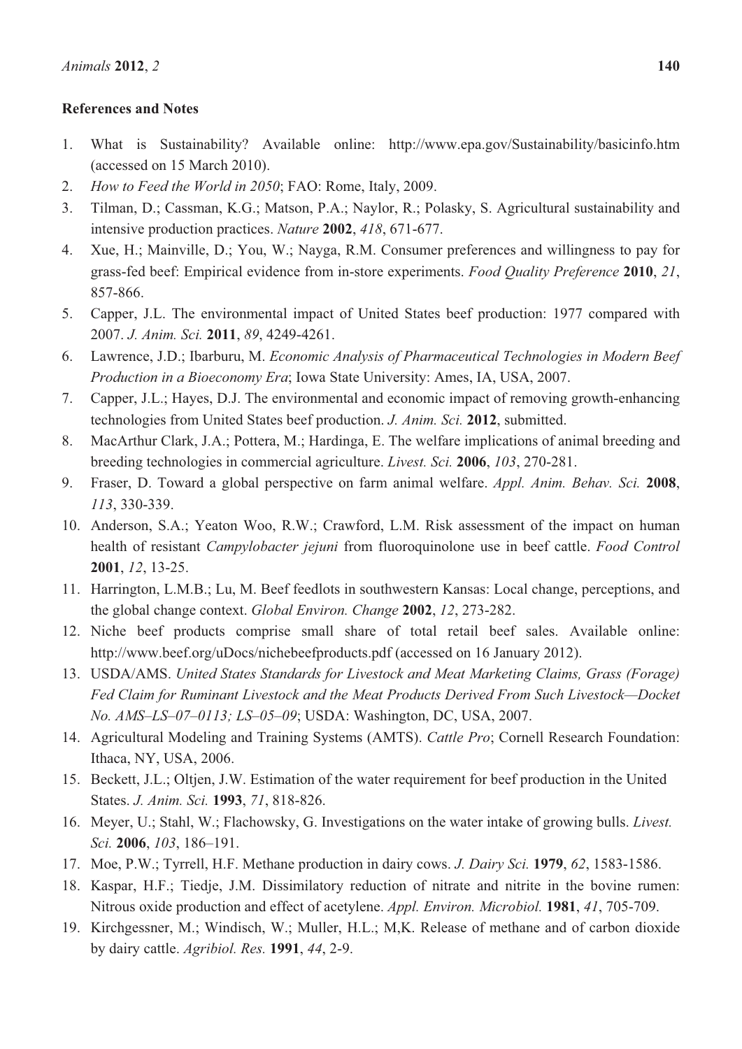## References and Notes

1. What is Sustainability? Available online: http://www.epa.gov/Sustainability/basicinfo.htm (accessed on 15 March 2010).
2. *How to Feed the World in 2050*; FAO: Rome, Italy, 2009.
3. Tilman, D.; Cassman, K.G.; Matson, P.A.; Naylor, R.; Polasky, S. Agricultural sustainability and intensive production practices. *Nature* **2002**, *418*, 671-677.
4. Xue, H.; Mainville, D.; You, W.; Nayga, R.M. Consumer preferences and willingness to pay for grass-fed beef: Empirical evidence from in-store experiments. *Food Quality Preference* **2010**, *21*, 857-866.
5. Capper, J.L. The environmental impact of United States beef production: 1977 compared with 2007. *J. Anim. Sci.* **2011**, *89*, 4249-4261.
6. Lawrence, J.D.; Ibarburu, M. *Economic Analysis of Pharmaceutical Technologies in Modern Beef Production in a Bioeconomy Era*; Iowa State University: Ames, IA, USA, 2007.
7. Capper, J.L.; Hayes, D.J. The environmental and economic impact of removing growth-enhancing technologies from United States beef production. *J. Anim. Sci.* **2012**, submitted.
8. MacArthur Clark, J.A.; Pottera, M.; Hardinga, E. The welfare implications of animal breeding and breeding technologies in commercial agriculture. *Livest. Sci.* **2006**, *103*, 270-281.
9. Fraser, D. Toward a global perspective on farm animal welfare. *Appl. Anim. Behav. Sci.* **2008**, *113*, 330-339.
10. Anderson, S.A.; Yeaton Woo, R.W.; Crawford, L.M. Risk assessment of the impact on human health of resistant *Campylobacter jejuni* from fluoroquinolone use in beef cattle. *Food Control* **2001**, *12*, 13-25.
11. Harrington, L.M.B.; Lu, M. Beef feedlots in southwestern Kansas: Local change, perceptions, and the global change context. *Global Environ. Change* **2002**, *12*, 273-282.
12. Niche beef products comprise small share of total retail beef sales. Available online: http://www.beef.org/uDocs/nichebeefproducts.pdf (accessed on 16 January 2012).
13. USDA/AMS. *United States Standards for Livestock and Meat Marketing Claims, Grass (Forage) Fed Claim for Ruminant Livestock and the Meat Products Derived From Such Livestock—Docket No. AMS–LS–07–0113; LS–05–09*; USDA: Washington, DC, USA, 2007.
14. Agricultural Modeling and Training Systems (AMTS). *Cattle Pro*; Cornell Research Foundation: Ithaca, NY, USA, 2006.
15. Beckett, J.L.; Oltjen, J.W. Estimation of the water requirement for beef production in the United States. *J. Anim. Sci.* **1993**, *71*, 818-826.
16. Meyer, U.; Stahl, W.; Flachowsky, G. Investigations on the water intake of growing bulls. *Livest. Sci.* **2006**, *103*, 186–191.
17. Moe, P.W.; Tyrrell, H.F. Methane production in dairy cows. *J. Dairy Sci.* **1979**, *62*, 1583-1586.
18. Kaspar, H.F.; Tiedje, J.M. Dissimilatory reduction of nitrate and nitrite in the bovine rumen: Nitrous oxide production and effect of acetylene. *Appl. Environ. Microbiol.* **1981**, *41*, 705-709.
19. Kirchgessner, M.; Windisch, W.; Muller, H.L.; M,K. Release of methane and of carbon dioxide by dairy cattle. *Agribiol. Res.* **1991**, *44*, 2-9.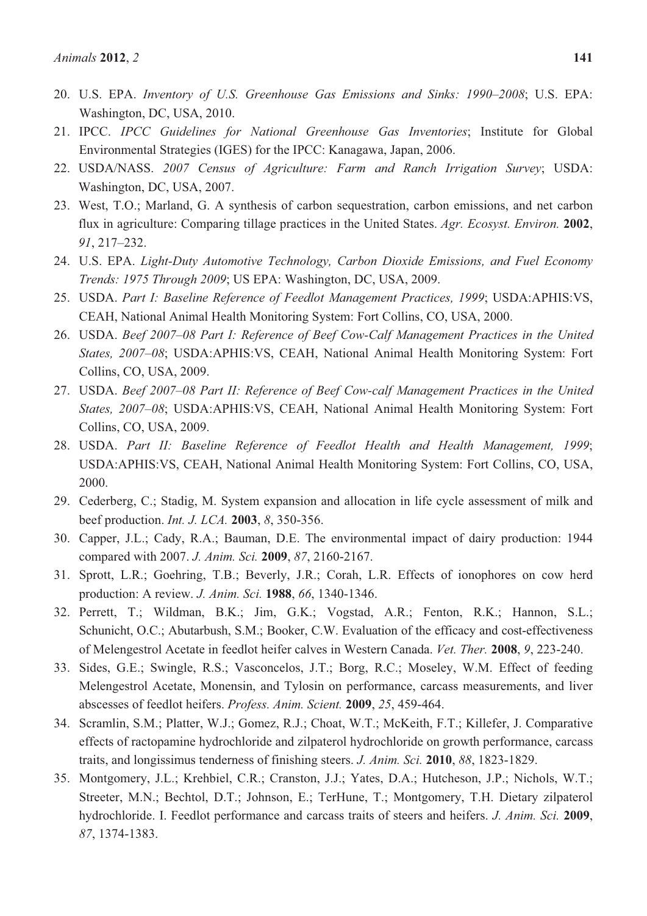20. U.S. EPA. *Inventory of U.S. Greenhouse Gas Emissions and Sinks: 1990–2008*; U.S. EPA: Washington, DC, USA, 2010.
21. IPCC. *IPCC Guidelines for National Greenhouse Gas Inventories*; Institute for Global Environmental Strategies (IGES) for the IPCC: Kanagawa, Japan, 2006.
22. USDA/NASS. *2007 Census of Agriculture: Farm and Ranch Irrigation Survey*; USDA: Washington, DC, USA, 2007.
23. West, T.O.; Marland, G. A synthesis of carbon sequestration, carbon emissions, and net carbon flux in agriculture: Comparing tillage practices in the United States. *Agr. Ecosyst. Environ.* **2002**, *91*, 217–232.
24. U.S. EPA. *Light-Duty Automotive Technology, Carbon Dioxide Emissions, and Fuel Economy Trends: 1975 Through 2009*; US EPA: Washington, DC, USA, 2009.
25. USDA. *Part I: Baseline Reference of Feedlot Management Practices, 1999*; USDA:APHIS:VS, CEAH, National Animal Health Monitoring System: Fort Collins, CO, USA, 2000.
26. USDA. *Beef 2007–08 Part I: Reference of Beef Cow-Calf Management Practices in the United States, 2007–08*; USDA:APHIS:VS, CEAH, National Animal Health Monitoring System: Fort Collins, CO, USA, 2009.
27. USDA. *Beef 2007–08 Part II: Reference of Beef Cow-calf Management Practices in the United States, 2007–08*; USDA:APHIS:VS, CEAH, National Animal Health Monitoring System: Fort Collins, CO, USA, 2009.
28. USDA. *Part II: Baseline Reference of Feedlot Health and Health Management, 1999*; USDA:APHIS:VS, CEAH, National Animal Health Monitoring System: Fort Collins, CO, USA, 2000.
29. Cederberg, C.; Stadig, M. System expansion and allocation in life cycle assessment of milk and beef production. *Int. J. LCA.* **2003**, *8*, 350-356.
30. Capper, J.L.; Cady, R.A.; Bauman, D.E. The environmental impact of dairy production: 1944 compared with 2007. *J. Anim. Sci.* **2009**, *87*, 2160-2167.
31. Sprott, L.R.; Goehring, T.B.; Beverly, J.R.; Corah, L.R. Effects of ionophores on cow herd production: A review. *J. Anim. Sci.* **1988**, *66*, 1340-1346.
32. Perrett, T.; Wildman, B.K.; Jim, G.K.; Vogstad, A.R.; Fenton, R.K.; Hannon, S.L.; Schunicht, O.C.; Abutarbush, S.M.; Booker, C.W. Evaluation of the efficacy and cost-effectiveness of Melengestrol Acetate in feedlot heifer calves in Western Canada. *Vet. Ther.* **2008**, *9*, 223-240.
33. Sides, G.E.; Swingle, R.S.; Vasconcelos, J.T.; Borg, R.C.; Moseley, W.M. Effect of feeding Melengestrol Acetate, Monensin, and Tylosin on performance, carcass measurements, and liver abscesses of feedlot heifers. *Profess. Anim. Scient.* **2009**, *25*, 459-464.
34. Scramlin, S.M.; Platter, W.J.; Gomez, R.J.; Choat, W.T.; McKeith, F.T.; Killefer, J. Comparative effects of ractopamine hydrochloride and zilpaterol hydrochloride on growth performance, carcass traits, and longissimus tenderness of finishing steers. *J. Anim. Sci.* **2010**, *88*, 1823-1829.
35. Montgomery, J.L.; Krehbiel, C.R.; Cranston, J.J.; Yates, D.A.; Hutcheson, J.P.; Nichols, W.T.; Streeter, M.N.; Bechtol, D.T.; Johnson, E.; TerHune, T.; Montgomery, T.H. Dietary zilpaterol hydrochloride. I. Feedlot performance and carcass traits of steers and heifers. *J. Anim. Sci.* **2009**, *87*, 1374-1383.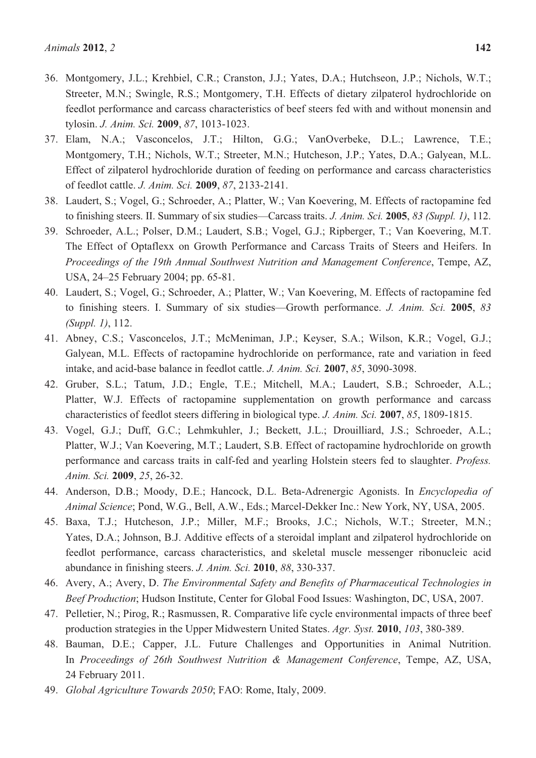36. Montgomery, J.L.; Krehbiel, C.R.; Cranston, J.J.; Yates, D.A.; Hutchseon, J.P.; Nichols, W.T.; Streeter, M.N.; Swingle, R.S.; Montgomery, T.H. Effects of dietary zilpaterol hydrochloride on feedlot performance and carcass characteristics of beef steers fed with and without monensin and tylosin. *J. Anim. Sci.* **2009**, *87*, 1013-1023.
37. Elam, N.A.; Vasconcelos, J.T.; Hilton, G.G.; VanOverbeke, D.L.; Lawrence, T.E.; Montgomery, T.H.; Nichols, W.T.; Streeter, M.N.; Hutcheson, J.P.; Yates, D.A.; Galyean, M.L. Effect of zilpaterol hydrochloride duration of feeding on performance and carcass characteristics of feedlot cattle. *J. Anim. Sci.* **2009**, *87*, 2133-2141.
38. Laudert, S.; Vogel, G.; Schroeder, A.; Platter, W.; Van Koevering, M. Effects of ractopamine fed to finishing steers. II. Summary of six studies—Carcass traits. *J. Anim. Sci.* **2005**, *83 (Suppl. 1)*, 112.
39. Schroeder, A.L.; Polser, D.M.; Laudert, S.B.; Vogel, G.J.; Ripberger, T.; Van Koevering, M.T. The Effect of Optaflexx on Growth Performance and Carcass Traits of Steers and Heifers. In *Proceedings of the 19th Annual Southwest Nutrition and Management Conference*, Tempe, AZ, USA, 24–25 February 2004; pp. 65-81.
40. Laudert, S.; Vogel, G.; Schroeder, A.; Platter, W.; Van Koevering, M. Effects of ractopamine fed to finishing steers. I. Summary of six studies—Growth performance. *J. Anim. Sci.* **2005**, *83 (Suppl. 1)*, 112.
41. Abney, C.S.; Vasconcelos, J.T.; McMeniman, J.P.; Keyser, S.A.; Wilson, K.R.; Vogel, G.J.; Galyean, M.L. Effects of ractopamine hydrochloride on performance, rate and variation in feed intake, and acid-base balance in feedlot cattle. *J. Anim. Sci.* **2007**, *85*, 3090-3098.
42. Gruber, S.L.; Tatum, J.D.; Engle, T.E.; Mitchell, M.A.; Laudert, S.B.; Schroeder, A.L.; Platter, W.J. Effects of ractopamine supplementation on growth performance and carcass characteristics of feedlot steers differing in biological type. *J. Anim. Sci.* **2007**, *85*, 1809-1815.
43. Vogel, G.J.; Duff, G.C.; Lehmkuhler, J.; Beckett, J.L.; Drouilliard, J.S.; Schroeder, A.L.; Platter, W.J.; Van Koevering, M.T.; Laudert, S.B. Effect of ractopamine hydrochloride on growth performance and carcass traits in calf-fed and yearling Holstein steers fed to slaughter. *Profess. Anim. Sci.* **2009**, *25*, 26-32.
44. Anderson, D.B.; Moody, D.E.; Hancock, D.L. Beta-Adrenergic Agonists. In *Encyclopedia of Animal Science*; Pond, W.G., Bell, A.W., Eds.; Marcel-Dekker Inc.: New York, NY, USA, 2005.
45. Baxa, T.J.; Hutcheson, J.P.; Miller, M.F.; Brooks, J.C.; Nichols, W.T.; Streeter, M.N.; Yates, D.A.; Johnson, B.J. Additive effects of a steroidal implant and zilpaterol hydrochloride on feedlot performance, carcass characteristics, and skeletal muscle messenger ribonucleic acid abundance in finishing steers. *J. Anim. Sci.* **2010**, *88*, 330-337.
46. Avery, A.; Avery, D. *The Environmental Safety and Benefits of Pharmaceutical Technologies in Beef Production*; Hudson Institute, Center for Global Food Issues: Washington, DC, USA, 2007.
47. Pelletier, N.; Pirog, R.; Rasmussen, R. Comparative life cycle environmental impacts of three beef production strategies in the Upper Midwestern United States. *Agr. Syst.* **2010**, *103*, 380-389.
48. Bauman, D.E.; Capper, J.L. Future Challenges and Opportunities in Animal Nutrition. In *Proceedings of 26th Southwest Nutrition & Management Conference*, Tempe, AZ, USA, 24 February 2011.
49. *Global Agriculture Towards 2050*; FAO: Rome, Italy, 2009.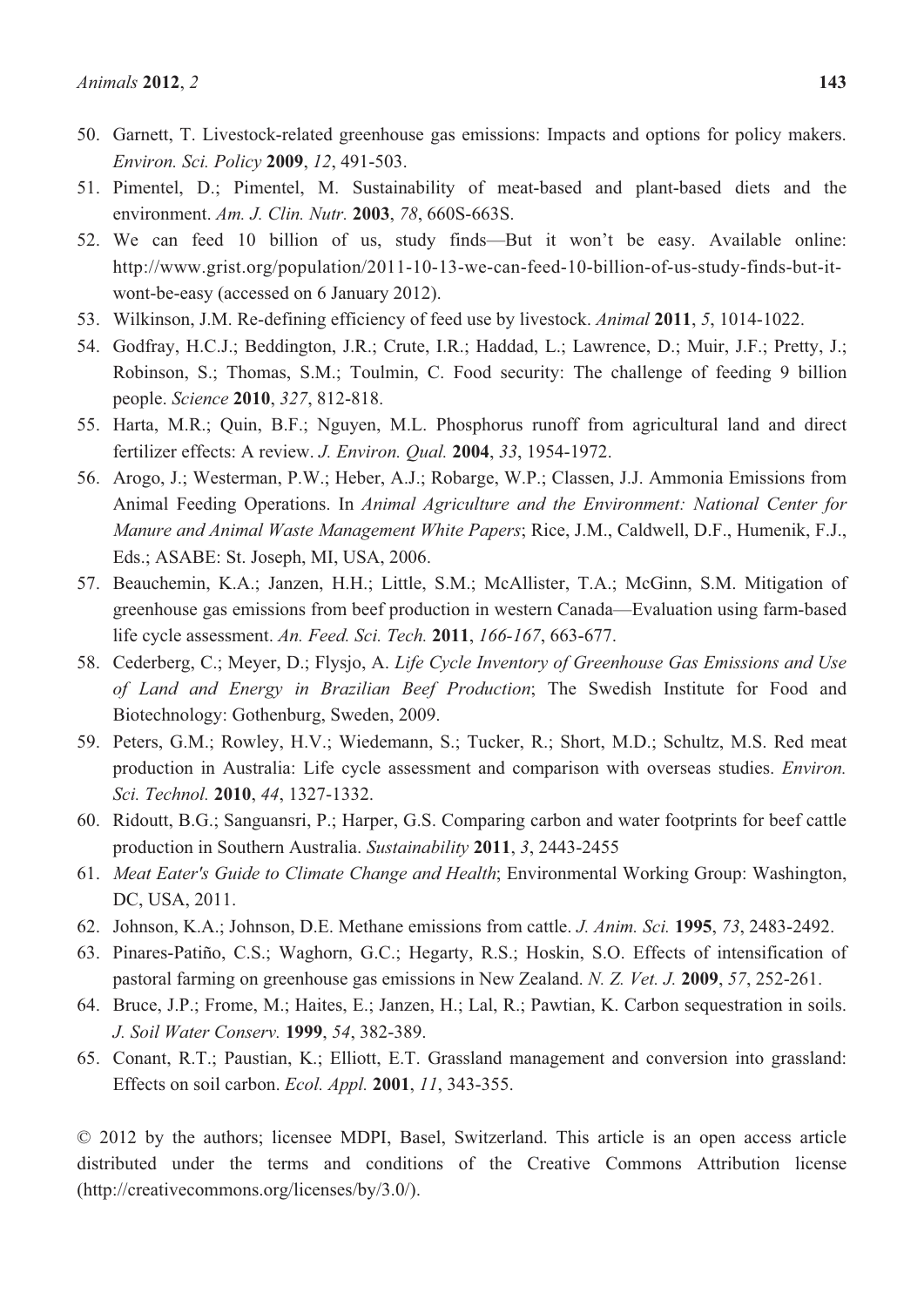50. Garnett, T. Livestock-related greenhouse gas emissions: Impacts and options for policy makers. *Environ. Sci. Policy* **2009**, *12*, 491-503.
51. Pimentel, D.; Pimentel, M. Sustainability of meat-based and plant-based diets and the environment. *Am. J. Clin. Nutr.* **2003**, *78*, 660S-663S.
52. We can feed 10 billion of us, study finds—But it won't be easy. Available online: http://www.grist.org/population/2011-10-13-we-can-feed-10-billion-of-us-study-finds-but-it-wont-be-easy (accessed on 6 January 2012).
53. Wilkinson, J.M. Re-defining efficiency of feed use by livestock. *Animal* **2011**, *5*, 1014-1022.
54. Godfray, H.C.J.; Beddington, J.R.; Crute, I.R.; Haddad, L.; Lawrence, D.; Muir, J.F.; Pretty, J.; Robinson, S.; Thomas, S.M.; Toulmin, C. Food security: The challenge of feeding 9 billion people. *Science* **2010**, *327*, 812-818.
55. Harta, M.R.; Quin, B.F.; Nguyen, M.L. Phosphorus runoff from agricultural land and direct fertilizer effects: A review. *J. Environ. Qual.* **2004**, *33*, 1954-1972.
56. Arogo, J.; Westerman, P.W.; Heber, A.J.; Robarge, W.P.; Classen, J.J. Ammonia Emissions from Animal Feeding Operations. In *Animal Agriculture and the Environment: National Center for Manure and Animal Waste Management White Papers*; Rice, J.M., Caldwell, D.F., Humenik, F.J., Eds.; ASABE: St. Joseph, MI, USA, 2006.
57. Beauchemin, K.A.; Janzen, H.H.; Little, S.M.; McAllister, T.A.; McGinn, S.M. Mitigation of greenhouse gas emissions from beef production in western Canada—Evaluation using farm-based life cycle assessment. *An. Feed. Sci. Tech.* **2011**, *166-167*, 663-677.
58. Cederberg, C.; Meyer, D.; Flysjo, A. *Life Cycle Inventory of Greenhouse Gas Emissions and Use of Land and Energy in Brazilian Beef Production*; The Swedish Institute for Food and Biotechnology: Gothenburg, Sweden, 2009.
59. Peters, G.M.; Rowley, H.V.; Wiedemann, S.; Tucker, R.; Short, M.D.; Schultz, M.S. Red meat production in Australia: Life cycle assessment and comparison with overseas studies. *Environ. Sci. Technol.* **2010**, *44*, 1327-1332.
60. Ridoutt, B.G.; Sanguansri, P.; Harper, G.S. Comparing carbon and water footprints for beef cattle production in Southern Australia. *Sustainability* **2011**, *3*, 2443-2455
61. *Meat Eater's Guide to Climate Change and Health*; Environmental Working Group: Washington, DC, USA, 2011.
62. Johnson, K.A.; Johnson, D.E. Methane emissions from cattle. *J. Anim. Sci.* **1995**, *73*, 2483-2492.
63. Pinares-Patiño, C.S.; Waghorn, G.C.; Hegarty, R.S.; Hoskin, S.O. Effects of intensification of pastoral farming on greenhouse gas emissions in New Zealand. *N. Z. Vet. J.* **2009**, *57*, 252-261.
64. Bruce, J.P.; Frome, M.; Haites, E.; Janzen, H.; Lal, R.; Pawtian, K. Carbon sequestration in soils. *J. Soil Water Conserv.* **1999**, *54*, 382-389.
65. Conant, R.T.; Paustian, K.; Elliott, E.T. Grassland management and conversion into grassland: Effects on soil carbon. *Ecol. Appl.* **2001**, *11*, 343-355.

© 2012 by the authors; licensee MDPI, Basel, Switzerland. This article is an open access article distributed under the terms and conditions of the Creative Commons Attribution license (http://creativecommons.org/licenses/by/3.0/).